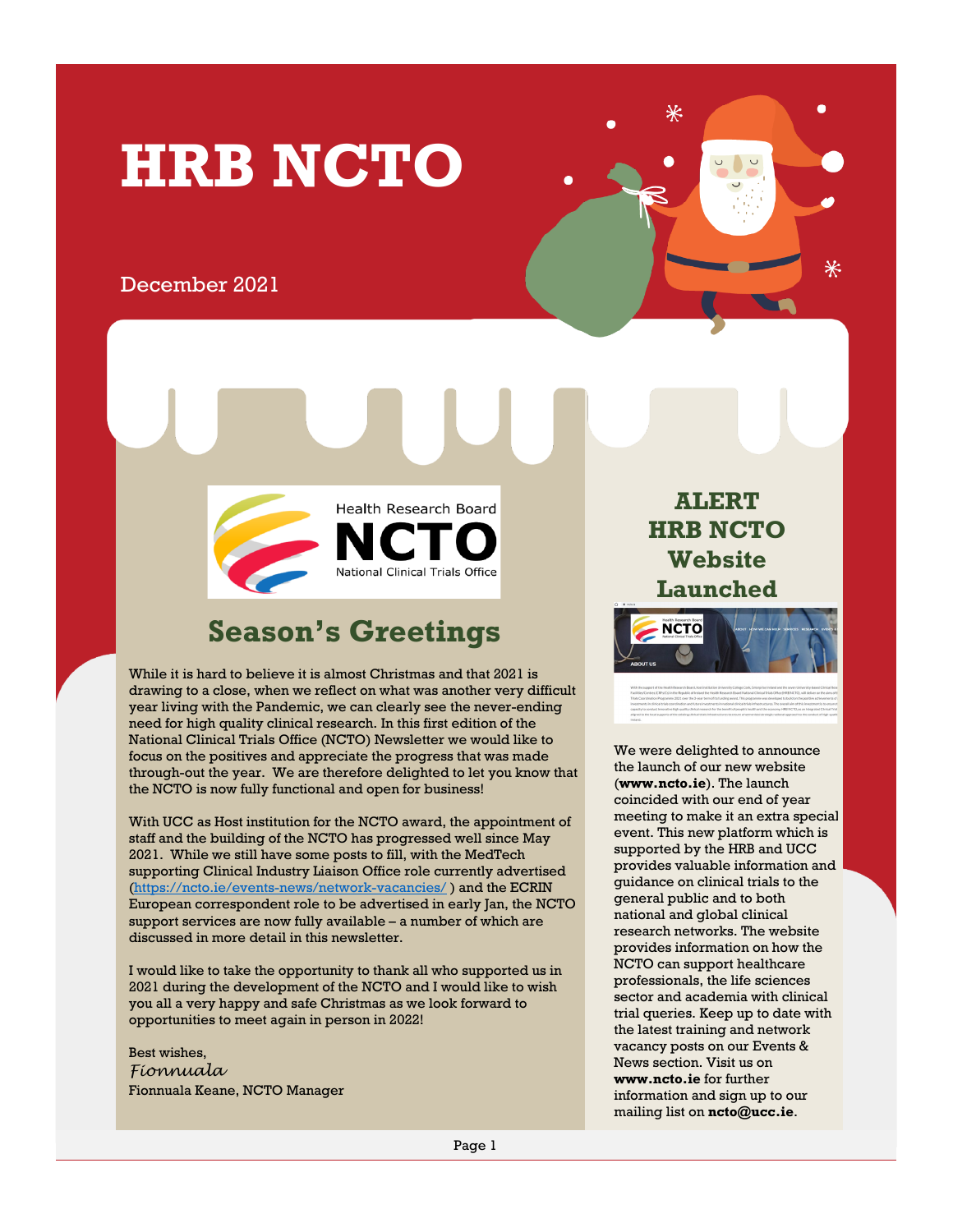# HRB NCTO

December 2021

## Season's Greetings

While it is hard to believe it is almost Christmas and that 2021 is drawing to a close, when we reflect on what was another very difficult year living with the Pandemic, we can clearly see the never-ending need for high quality clinical research. In this first edition of the National Clinical Trials Office (NCTO) Newsletter we would like to focus on the positives and appreciate the progress that was made through-out the year. We are therefore delighted to let you know that the NCTO is now fully functional and open for business!

With UCC as Host institution for the NCTO award, the appointment of staff and the building of the NCTO has progressed well since May 2021. While we still have some posts to fill, with the MedTech supporting Clinical Industry Liaison Office role currently advertised (https://ncto.ie/events-news/network-vacancies/ ) and the ECRIN European correspondent role to be advertised in early Jan, the NCTO support services are now fully available – a number of which are discussed in more detail in this newsletter.

I would like to take the opportunity to thank all who supported us in 2021 during the development of the NCTO and I would like to wish you all a very happy and safe Christmas as we look forward to opportunities to meet again in person in 2022!

Best wishes,
*Fionnuala*
Fionnuala Keane, NCTO Manager

## ALERT HRB NCTO Website Launched

We were delighted to announce the launch of our new website (**www.ncto.ie**). The launch coincided with our end of year meeting to make it an extra special event. This new platform which is supported by the HRB and UCC provides valuable information and guidance on clinical trials to the general public and to both national and global clinical research networks. The website provides information on how the NCTO can support healthcare professionals, the life sciences sector and academia with clinical trial queries. Keep up to date with the latest training and network vacancy posts on our Events & News section. Visit us on **www.ncto.ie** for further information and sign up to our mailing list on **ncto@ucc.ie**.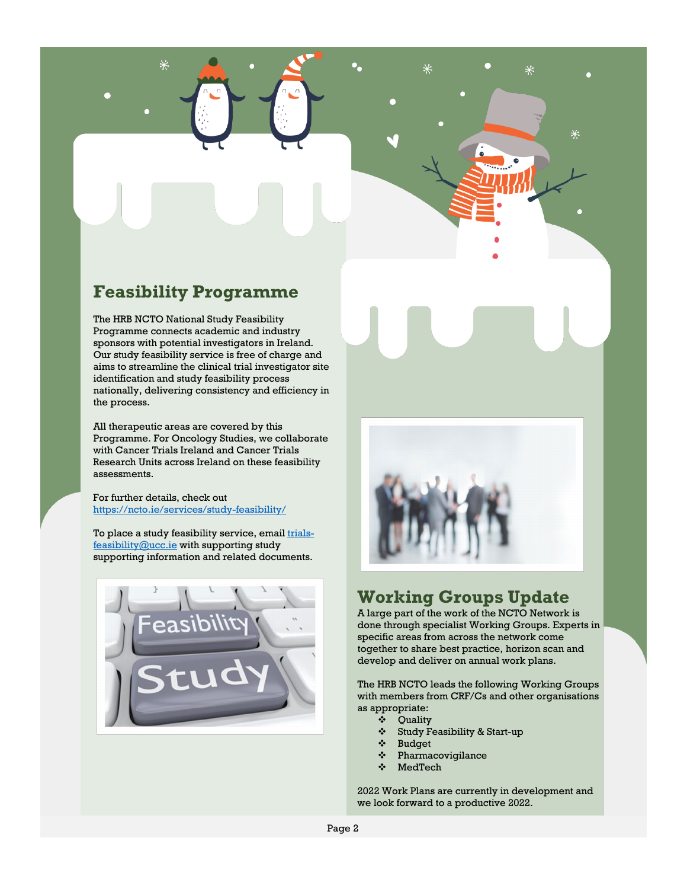## Feasibility Programme

The HRB NCTO National Study Feasibility Programme connects academic and industry sponsors with potential investigators in Ireland. Our study feasibility service is free of charge and aims to streamline the clinical trial investigator site identification and study feasibility process nationally, delivering consistency and efficiency in the process.

All therapeutic areas are covered by this Programme. For Oncology Studies, we collaborate with Cancer Trials Ireland and Cancer Trials Research Units across Ireland on these feasibility assessments.

For further details, check out https://ncto.ie/services/study-feasibility/

To place a study feasibility service, email trials-feasibility@ucc.ie with supporting study supporting information and related documents.

## Working Groups Update

A large part of the work of the NCTO Network is done through specialist Working Groups. Experts in specific areas from across the network come together to share best practice, horizon scan and develop and deliver on annual work plans.

The HRB NCTO leads the following Working Groups with members from CRF/Cs and other organisations as appropriate:

- Quality
- Study Feasibility & Start-up
- Budget
- Pharmacovigilance
- MedTech

2022 Work Plans are currently in development and we look forward to a productive 2022.